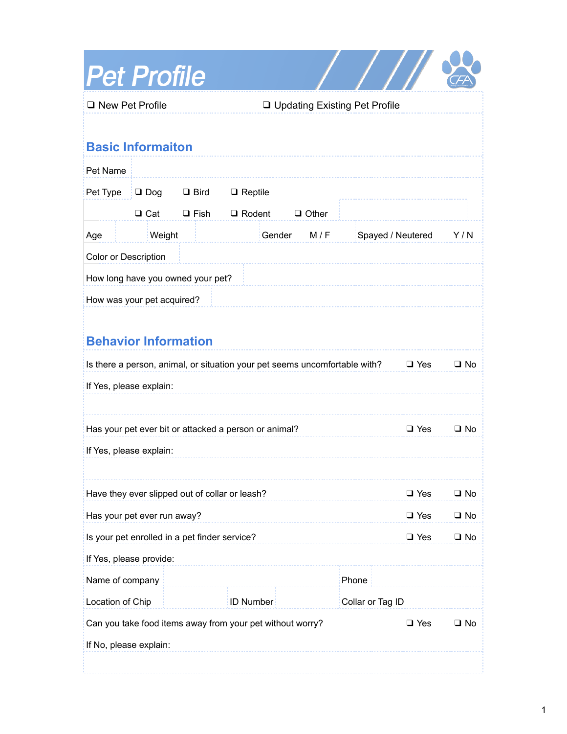# Pet Profile

❑ New Pet Profile ❑ Updating Existing Pet Profile

## Basic Informaiton

| | | | | | | | |
|---|---|---|---|---|---|---|---|
| Pet Name | | | | | | | |
| Pet Type | ❑ Dog | ❑ Bird | ❑ Reptile | | | | |
| | ❑ Cat | ❑ Fish | ❑ Rodent | ❑ Other | | | |
| Age | | Weight | | Gender | M / F | Spayed / Neutered | Y / N |
| Color or Description | | | | | | | |
| How long have you owned your pet? | | | | | | | |
| How was your pet acquired? | | | | | | | |

## Behavior Information

| | | |
|---|---|---|
| Is there a person, animal, or situation your pet seems uncomfortable with? | ❑ Yes | ❑ No |
| If Yes, please explain: | | |
| | | |
| Has your pet ever bit or attacked a person or animal? | ❑ Yes | ❑ No |
| If Yes, please explain: | | |
| | | |
| Have they ever slipped out of collar or leash? | ❑ Yes | ❑ No |
| Has your pet ever run away? | ❑ Yes | ❑ No |
| Is your pet enrolled in a pet finder service? | ❑ Yes | ❑ No |
| If Yes, please provide: | | |

| | | | | | |
|---|---|---|---|---|---|
| Name of company | | | Phone | | |
| Location of Chip | | ID Number | | Collar or Tag ID | |

| | | |
|---|---|---|
| Can you take food items away from your pet without worry? | ❑ Yes | ❑ No |
| If No, please explain: | | |
| | | |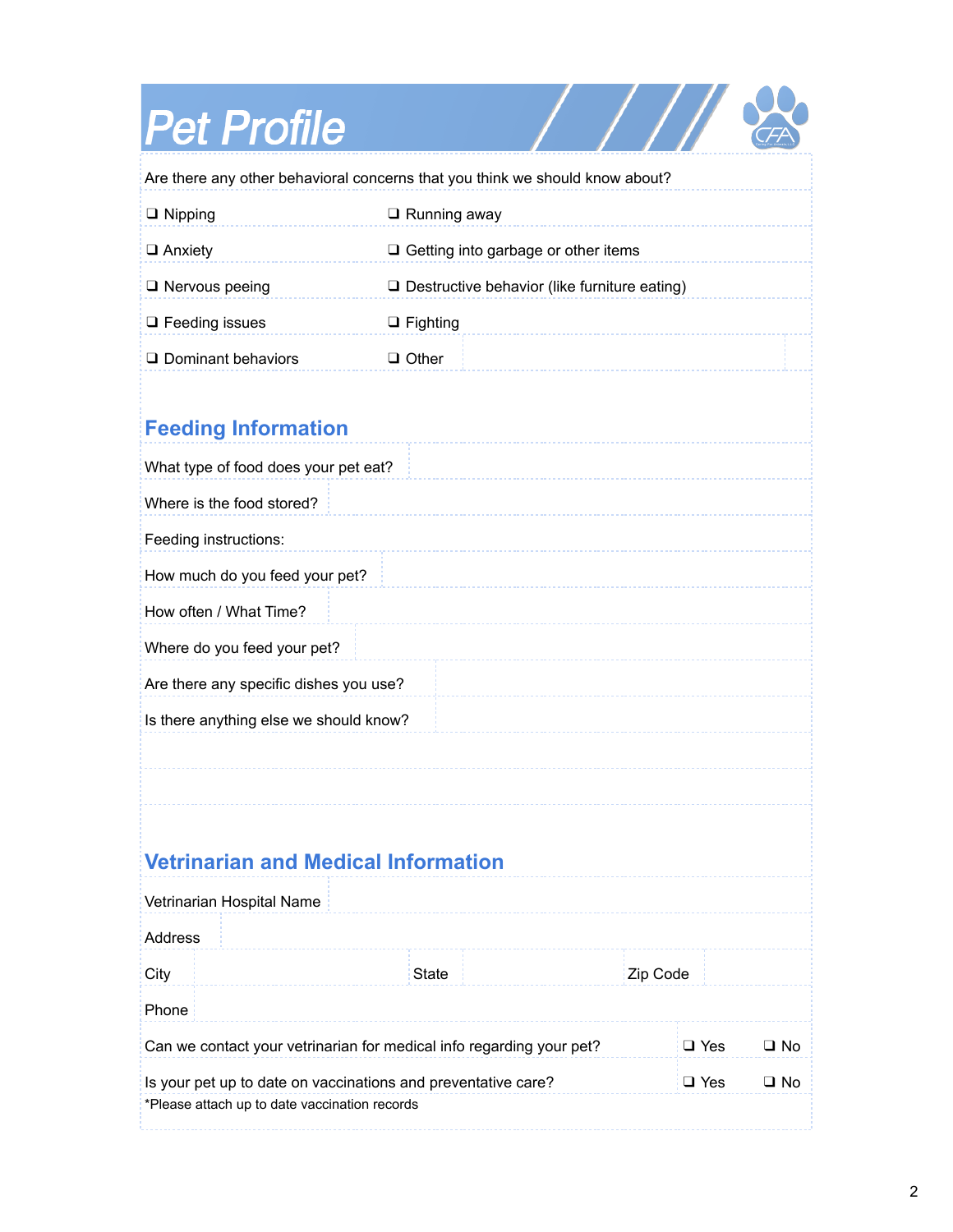# Pet Profile

Are there any other behavioral concerns that you think we should know about?

| | |
|---|---|
| ❑ Nipping | ❑ Running away |
| ❑ Anxiety | ❑ Getting into garbage or other items |
| ❑ Nervous peeing | ❑ Destructive behavior (like furniture eating) |
| ❑ Feeding issues | ❑ Fighting |
| ❑ Dominant behaviors | ❑ Other |

## Feeding Information

What type of food does your pet eat?

Where is the food stored?

Feeding instructions:

How much do you feed your pet?

How often / What Time?

Where do you feed your pet?

Are there any specific dishes you use?

Is there anything else we should know?

## Vetrinarian and Medical Information

Vetrinarian Hospital Name

Address

City | State | Zip Code

Phone

Can we contact your vetrinarian for medical info regarding your pet? ❑ Yes ❑ No

Is your pet up to date on vaccinations and preventative care? ❑ Yes ❑ No

*Please attach up to date vaccination records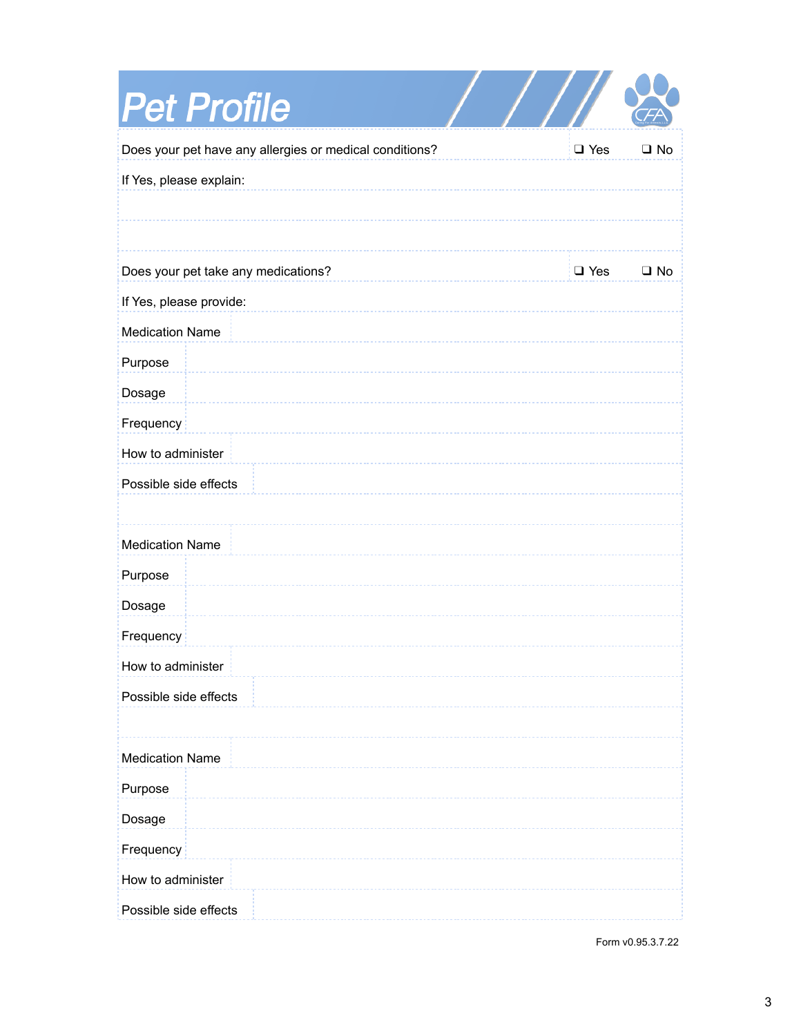# Pet Profile

| | | |
|---|---|---|
| Does your pet have any allergies or medical conditions? | ❑ Yes | ❑ No |

If Yes, please explain:

| | | |
|---|---|---|
| Does your pet take any medications? | ❑ Yes | ❑ No |

If Yes, please provide:

| | |
|---|---|
| Medication Name | |
| Purpose | |
| Dosage | |
| Frequency | |
| How to administer | |
| Possible side effects | |

| | |
|---|---|
| Medication Name | |
| Purpose | |
| Dosage | |
| Frequency | |
| How to administer | |
| Possible side effects | |

| | |
|---|---|
| Medication Name | |
| Purpose | |
| Dosage | |
| Frequency | |
| How to administer | |
| Possible side effects | |

Form v0.95.3.7.22